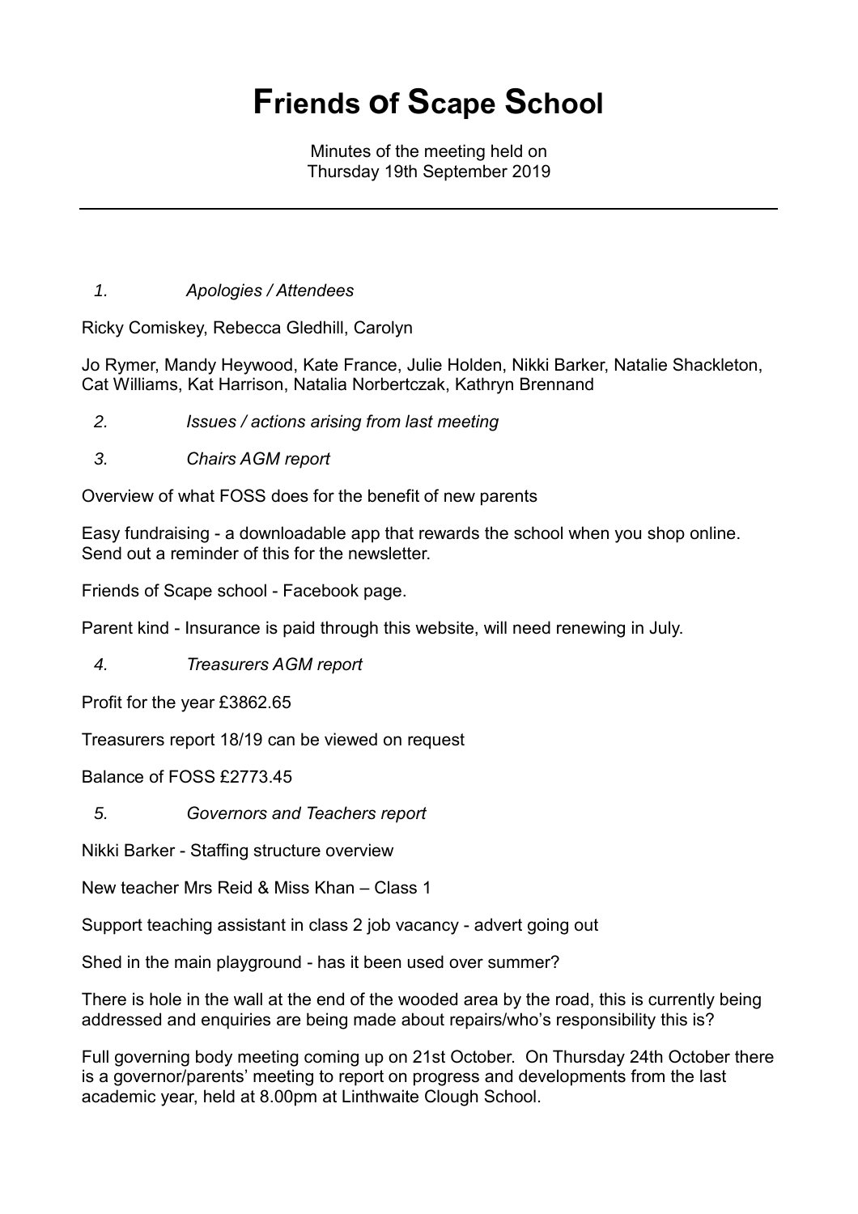# Friends of Scape School

Minutes of the meeting held on
Thursday 19th September 2019

---

1. *Apologies / Attendees*

Ricky Comiskey, Rebecca Gledhill, Carolyn

Jo Rymer, Mandy Heywood, Kate France, Julie Holden, Nikki Barker, Natalie Shackleton, Cat Williams, Kat Harrison, Natalia Norbertczak, Kathryn Brennand

2. *Issues / actions arising from last meeting*

3. *Chairs AGM report*

Overview of what FOSS does for the benefit of new parents

Easy fundraising - a downloadable app that rewards the school when you shop online. Send out a reminder of this for the newsletter.

Friends of Scape school - Facebook page.

Parent kind - Insurance is paid through this website, will need renewing in July.

4. *Treasurers AGM report*

Profit for the year £3862.65

Treasurers report 18/19 can be viewed on request

Balance of FOSS £2773.45

5. *Governors and Teachers report*

Nikki Barker - Staffing structure overview

New teacher Mrs Reid & Miss Khan – Class 1

Support teaching assistant in class 2 job vacancy - advert going out

Shed in the main playground - has it been used over summer?

There is hole in the wall at the end of the wooded area by the road, this is currently being addressed and enquiries are being made about repairs/who's responsibility this is?

Full governing body meeting coming up on 21st October. On Thursday 24th October there is a governor/parents' meeting to report on progress and developments from the last academic year, held at 8.00pm at Linthwaite Clough School.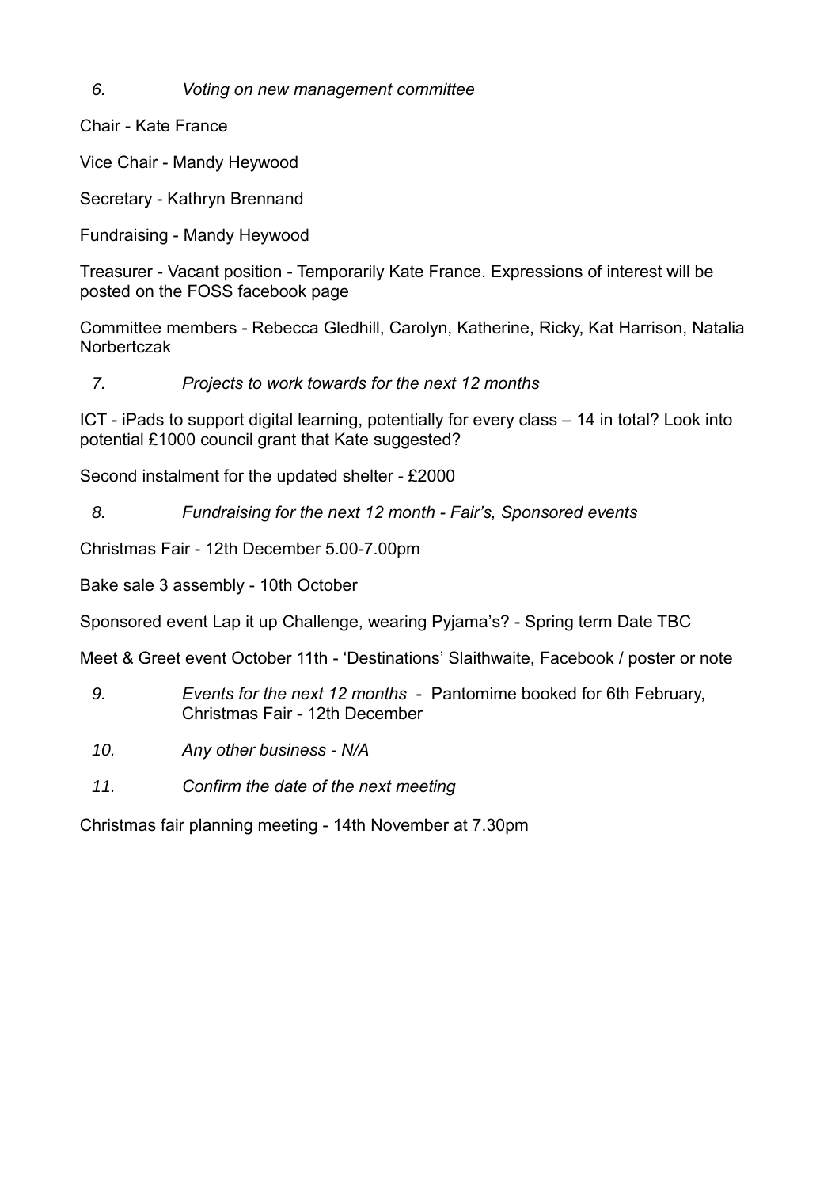*6. Voting on new management committee*

Chair - Kate France

Vice Chair - Mandy Heywood

Secretary - Kathryn Brennand

Fundraising - Mandy Heywood

Treasurer - Vacant position - Temporarily Kate France. Expressions of interest will be posted on the FOSS facebook page

Committee members - Rebecca Gledhill, Carolyn, Katherine, Ricky, Kat Harrison, Natalia Norbertczak

*7. Projects to work towards for the next 12 months*

ICT - iPads to support digital learning, potentially for every class – 14 in total? Look into potential £1000 council grant that Kate suggested?

Second instalment for the updated shelter - £2000

*8. Fundraising for the next 12 month - Fair's, Sponsored events*

Christmas Fair - 12th December 5.00-7.00pm

Bake sale 3 assembly - 10th October

Sponsored event Lap it up Challenge, wearing Pyjama's? - Spring term Date TBC

Meet & Greet event October 11th - 'Destinations' Slaithwaite, Facebook / poster or note

*9. Events for the next 12 months* - Pantomime booked for 6th February, Christmas Fair - 12th December

*10. Any other business - N/A*

*11. Confirm the date of the next meeting*

Christmas fair planning meeting - 14th November at 7.30pm